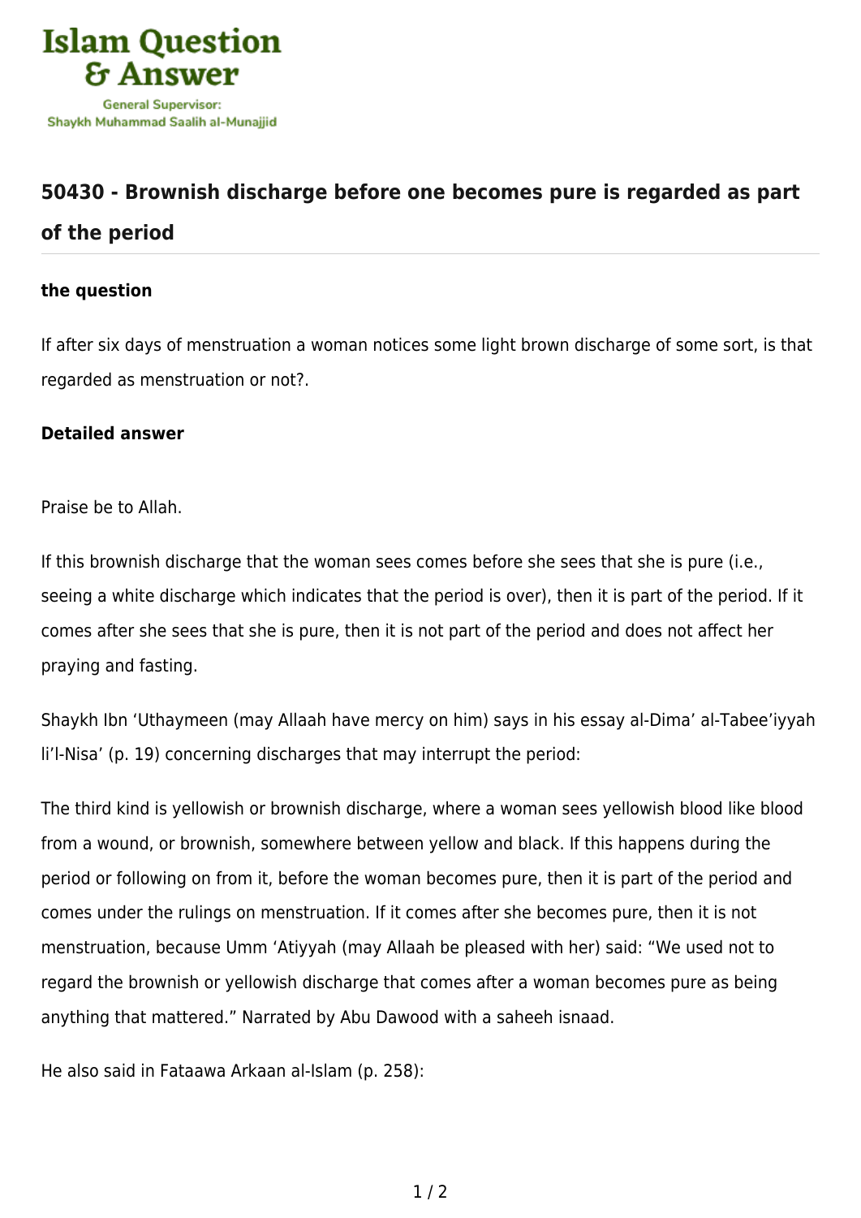# 50430 - Brownish discharge before one becomes pure is regarded as part of the period

### the question

If after six days of menstruation a woman notices some light brown discharge of some sort, is that regarded as menstruation or not?.

### Detailed answer

Praise be to Allah.

If this brownish discharge that the woman sees comes before she sees that she is pure (i.e., seeing a white discharge which indicates that the period is over), then it is part of the period. If it comes after she sees that she is pure, then it is not part of the period and does not affect her praying and fasting.

Shaykh Ibn 'Uthaymeen (may Allaah have mercy on him) says in his essay al-Dima' al-Tabee'iyyah li'l-Nisa' (p. 19) concerning discharges that may interrupt the period:

The third kind is yellowish or brownish discharge, where a woman sees yellowish blood like blood from a wound, or brownish, somewhere between yellow and black. If this happens during the period or following on from it, before the woman becomes pure, then it is part of the period and comes under the rulings on menstruation. If it comes after she becomes pure, then it is not menstruation, because Umm 'Atiyyah (may Allaah be pleased with her) said: "We used not to regard the brownish or yellowish discharge that comes after a woman becomes pure as being anything that mattered." Narrated by Abu Dawood with a saheeh isnaad.

He also said in Fataawa Arkaan al-Islam (p. 258):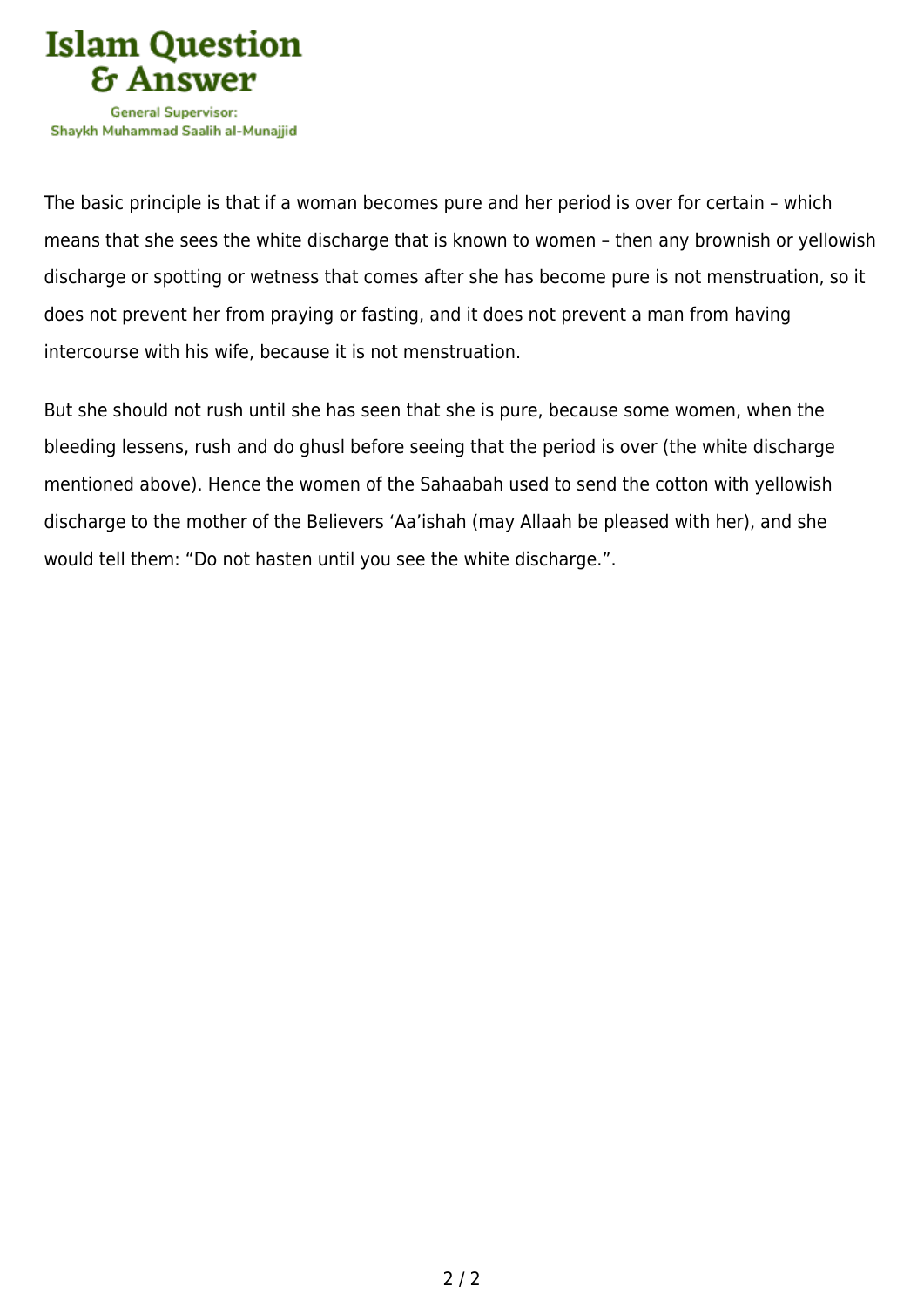The basic principle is that if a woman becomes pure and her period is over for certain – which means that she sees the white discharge that is known to women – then any brownish or yellowish discharge or spotting or wetness that comes after she has become pure is not menstruation, so it does not prevent her from praying or fasting, and it does not prevent a man from having intercourse with his wife, because it is not menstruation.

But she should not rush until she has seen that she is pure, because some women, when the bleeding lessens, rush and do ghusl before seeing that the period is over (the white discharge mentioned above). Hence the women of the Sahaabah used to send the cotton with yellowish discharge to the mother of the Believers 'Aa'ishah (may Allaah be pleased with her), and she would tell them: "Do not hasten until you see the white discharge.".